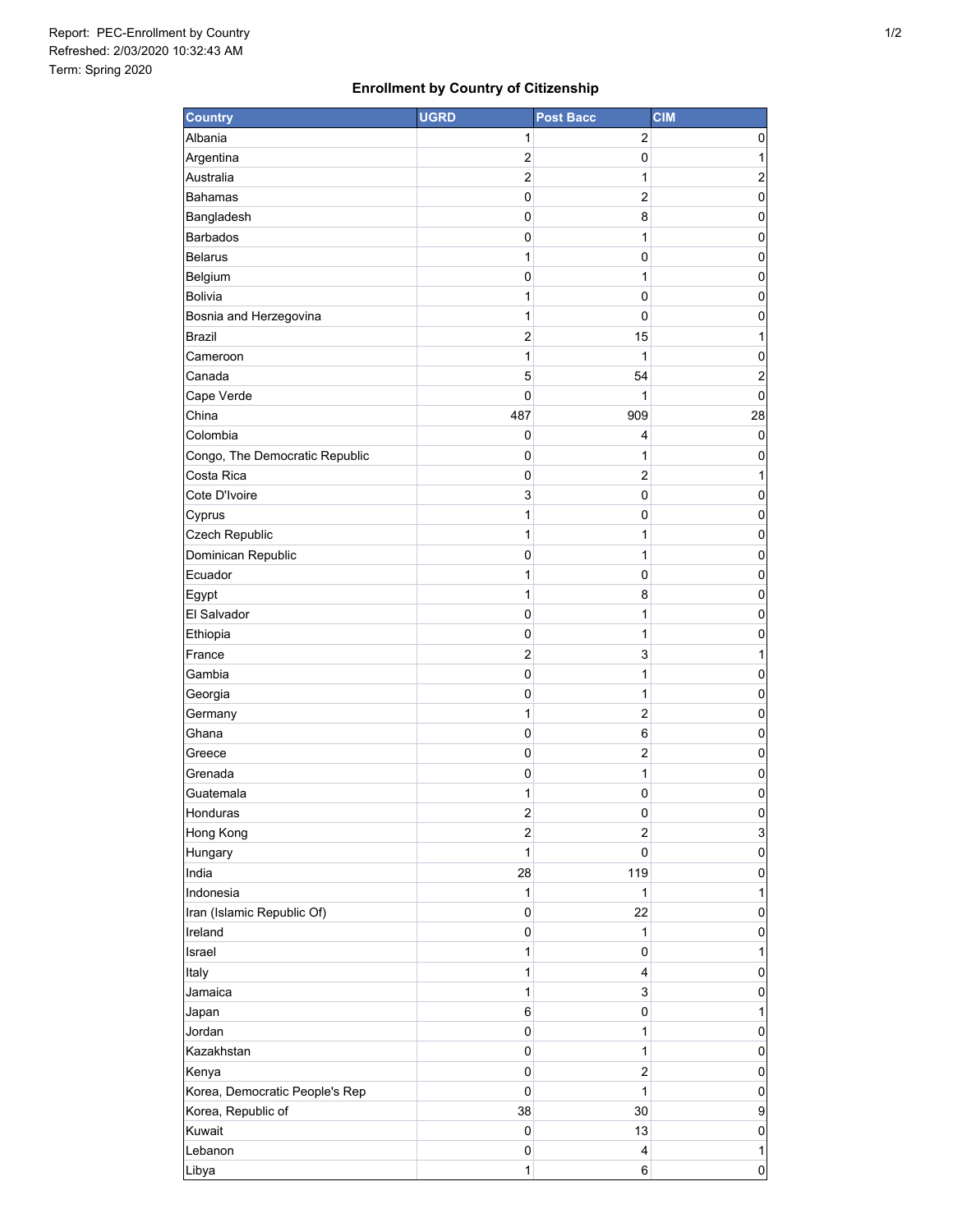Report: PEC-Enrollment by Country
Refreshed: 2/03/2020 10:32:43 AM
Term: Spring 2020

## Enrollment by Country of Citizenship

| Country | UGRD | Post Bacc | CIM |
| --- | --- | --- | --- |
| Albania | 1 | 2 | 0 |
| Argentina | 2 | 0 | 1 |
| Australia | 2 | 1 | 2 |
| Bahamas | 0 | 2 | 0 |
| Bangladesh | 0 | 8 | 0 |
| Barbados | 0 | 1 | 0 |
| Belarus | 1 | 0 | 0 |
| Belgium | 0 | 1 | 0 |
| Bolivia | 1 | 0 | 0 |
| Bosnia and Herzegovina | 1 | 0 | 0 |
| Brazil | 2 | 15 | 1 |
| Cameroon | 1 | 1 | 0 |
| Canada | 5 | 54 | 2 |
| Cape Verde | 0 | 1 | 0 |
| China | 487 | 909 | 28 |
| Colombia | 0 | 4 | 0 |
| Congo, The Democratic Republic | 0 | 1 | 0 |
| Costa Rica | 0 | 2 | 1 |
| Cote D'Ivoire | 3 | 0 | 0 |
| Cyprus | 1 | 0 | 0 |
| Czech Republic | 1 | 1 | 0 |
| Dominican Republic | 0 | 1 | 0 |
| Ecuador | 1 | 0 | 0 |
| Egypt | 1 | 8 | 0 |
| El Salvador | 0 | 1 | 0 |
| Ethiopia | 0 | 1 | 0 |
| France | 2 | 3 | 1 |
| Gambia | 0 | 1 | 0 |
| Georgia | 0 | 1 | 0 |
| Germany | 1 | 2 | 0 |
| Ghana | 0 | 6 | 0 |
| Greece | 0 | 2 | 0 |
| Grenada | 0 | 1 | 0 |
| Guatemala | 1 | 0 | 0 |
| Honduras | 2 | 0 | 0 |
| Hong Kong | 2 | 2 | 3 |
| Hungary | 1 | 0 | 0 |
| India | 28 | 119 | 0 |
| Indonesia | 1 | 1 | 1 |
| Iran (Islamic Republic Of) | 0 | 22 | 0 |
| Ireland | 0 | 1 | 0 |
| Israel | 1 | 0 | 1 |
| Italy | 1 | 4 | 0 |
| Jamaica | 1 | 3 | 0 |
| Japan | 6 | 0 | 1 |
| Jordan | 0 | 1 | 0 |
| Kazakhstan | 0 | 1 | 0 |
| Kenya | 0 | 2 | 0 |
| Korea, Democratic People's Rep | 0 | 1 | 0 |
| Korea, Republic of | 38 | 30 | 9 |
| Kuwait | 0 | 13 | 0 |
| Lebanon | 0 | 4 | 1 |
| Libya | 1 | 6 | 0 |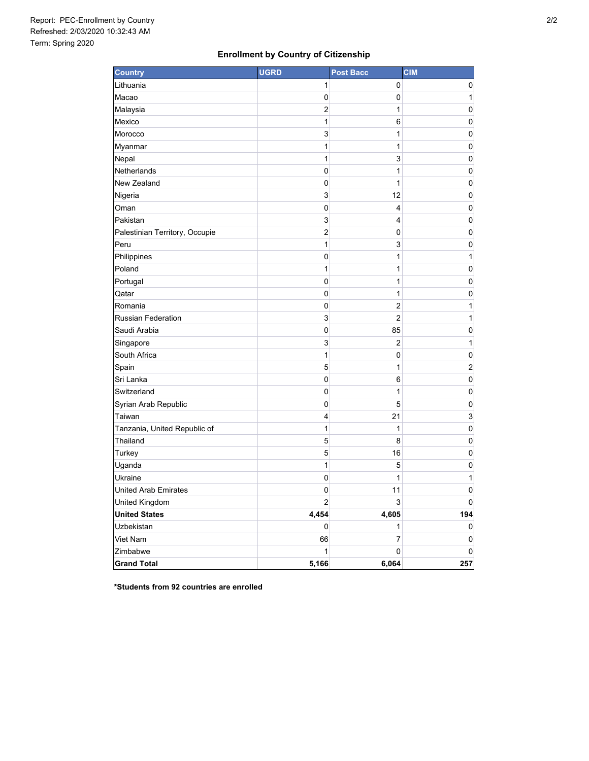Report: PEC-Enrollment by Country
Refreshed: 2/03/2020 10:32:43 AM
Term: Spring 2020

## Enrollment by Country of Citizenship

| Country | UGRD | Post Bacc | CIM |
|---|---|---|---|
| Lithuania | 1 | 0 | 0 |
| Macao | 0 | 0 | 1 |
| Malaysia | 2 | 1 | 0 |
| Mexico | 1 | 6 | 0 |
| Morocco | 3 | 1 | 0 |
| Myanmar | 1 | 1 | 0 |
| Nepal | 1 | 3 | 0 |
| Netherlands | 0 | 1 | 0 |
| New Zealand | 0 | 1 | 0 |
| Nigeria | 3 | 12 | 0 |
| Oman | 0 | 4 | 0 |
| Pakistan | 3 | 4 | 0 |
| Palestinian Territory, Occupie | 2 | 0 | 0 |
| Peru | 1 | 3 | 0 |
| Philippines | 0 | 1 | 1 |
| Poland | 1 | 1 | 0 |
| Portugal | 0 | 1 | 0 |
| Qatar | 0 | 1 | 0 |
| Romania | 0 | 2 | 1 |
| Russian Federation | 3 | 2 | 1 |
| Saudi Arabia | 0 | 85 | 0 |
| Singapore | 3 | 2 | 1 |
| South Africa | 1 | 0 | 0 |
| Spain | 5 | 1 | 2 |
| Sri Lanka | 0 | 6 | 0 |
| Switzerland | 0 | 1 | 0 |
| Syrian Arab Republic | 0 | 5 | 0 |
| Taiwan | 4 | 21 | 3 |
| Tanzania, United Republic of | 1 | 1 | 0 |
| Thailand | 5 | 8 | 0 |
| Turkey | 5 | 16 | 0 |
| Uganda | 1 | 5 | 0 |
| Ukraine | 0 | 1 | 1 |
| United Arab Emirates | 0 | 11 | 0 |
| United Kingdom | 2 | 3 | 0 |
| **United States** | **4,454** | **4,605** | **194** |
| Uzbekistan | 0 | 1 | 0 |
| Viet Nam | 66 | 7 | 0 |
| Zimbabwe | 1 | 0 | 0 |
| **Grand Total** | **5,166** | **6,064** | **257** |

**\*Students from 92 countries are enrolled**